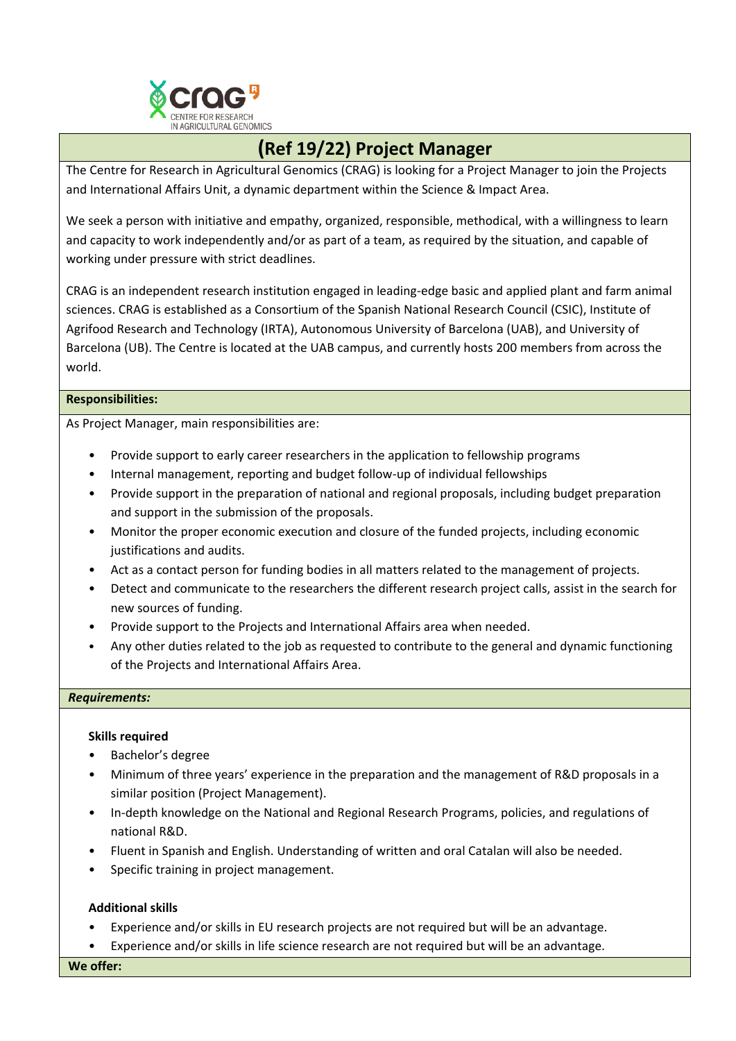# (Ref 19/22) Project Manager

The Centre for Research in Agricultural Genomics (CRAG) is looking for a Project Manager to join the Projects and International Affairs Unit, a dynamic department within the Science & Impact Area.

We seek a person with initiative and empathy, organized, responsible, methodical, with a willingness to learn and capacity to work independently and/or as part of a team, as required by the situation, and capable of working under pressure with strict deadlines.

CRAG is an independent research institution engaged in leading-edge basic and applied plant and farm animal sciences. CRAG is established as a Consortium of the Spanish National Research Council (CSIC), Institute of Agrifood Research and Technology (IRTA), Autonomous University of Barcelona (UAB), and University of Barcelona (UB). The Centre is located at the UAB campus, and currently hosts 200 members from across the world.

**Responsibilities:**

As Project Manager, main responsibilities are:

- Provide support to early career researchers in the application to fellowship programs
- Internal management, reporting and budget follow-up of individual fellowships
- Provide support in the preparation of national and regional proposals, including budget preparation and support in the submission of the proposals.
- Monitor the proper economic execution and closure of the funded projects, including economic justifications and audits.
- Act as a contact person for funding bodies in all matters related to the management of projects.
- Detect and communicate to the researchers the different research project calls, assist in the search for new sources of funding.
- Provide support to the Projects and International Affairs area when needed.
- Any other duties related to the job as requested to contribute to the general and dynamic functioning of the Projects and International Affairs Area.

***Requirements:***

**Skills required**

- Bachelor's degree
- Minimum of three years' experience in the preparation and the management of R&D proposals in a similar position (Project Management).
- In-depth knowledge on the National and Regional Research Programs, policies, and regulations of national R&D.
- Fluent in Spanish and English. Understanding of written and oral Catalan will also be needed.
- Specific training in project management.

**Additional skills**

- Experience and/or skills in EU research projects are not required but will be an advantage.
- Experience and/or skills in life science research are not required but will be an advantage.

**We offer:**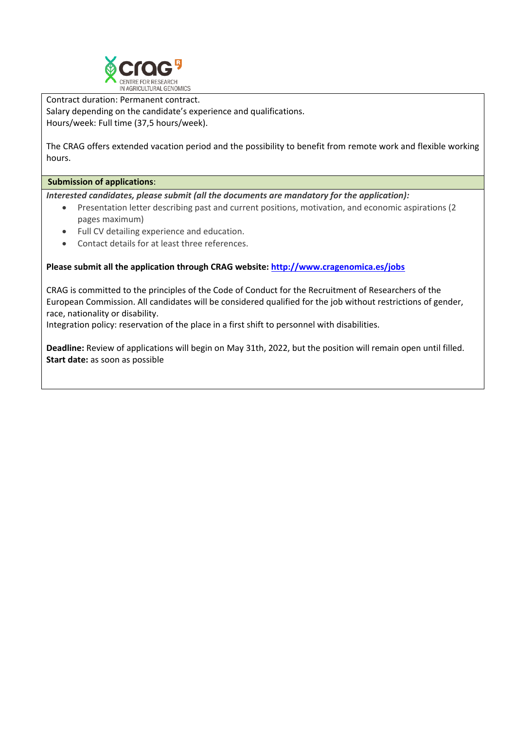Contract duration: Permanent contract.
Salary depending on the candidate's experience and qualifications.
Hours/week: Full time (37,5 hours/week).

The CRAG offers extended vacation period and the possibility to benefit from remote work and flexible working hours.

**Submission of applications**:

***Interested candidates, please submit (all the documents are mandatory for the application):***

- Presentation letter describing past and current positions, motivation, and economic aspirations (2 pages maximum)
- Full CV detailing experience and education.
- Contact details for at least three references.

**Please submit all the application through CRAG website: [http://www.cragenomica.es/jobs](http://www.cragenomica.es/jobs)**

CRAG is committed to the principles of the Code of Conduct for the Recruitment of Researchers of the European Commission. All candidates will be considered qualified for the job without restrictions of gender, race, nationality or disability.
Integration policy: reservation of the place in a first shift to personnel with disabilities.

**Deadline:** Review of applications will begin on May 31th, 2022, but the position will remain open until filled.
**Start date:** as soon as possible